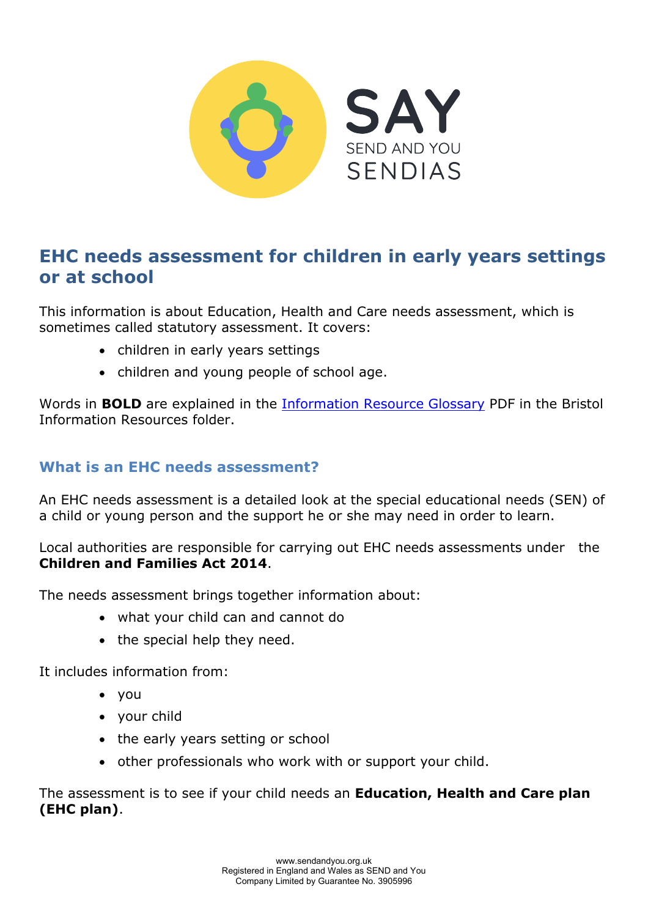SAY

SEND AND YOU

SENDIAS

# EHC needs assessment for children in early years settings or at school

This information is about Education, Health and Care needs assessment, which is sometimes called statutory assessment. It covers:

- children in early years settings
- children and young people of school age.

Words in **BOLD** are explained in the Information Resource Glossary PDF in the Bristol Information Resources folder.

## What is an EHC needs assessment?

An EHC needs assessment is a detailed look at the special educational needs (SEN) of a child or young person and the support he or she may need in order to learn.

Local authorities are responsible for carrying out EHC needs assessments under the **Children and Families Act 2014**.

The needs assessment brings together information about:

- what your child can and cannot do
- the special help they need.

It includes information from:

- you
- your child
- the early years setting or school
- other professionals who work with or support your child.

The assessment is to see if your child needs an **Education, Health and Care plan (EHC plan)**.

www.sendandyou.org.uk
Registered in England and Wales as SEND and You
Company Limited by Guarantee No. 3905996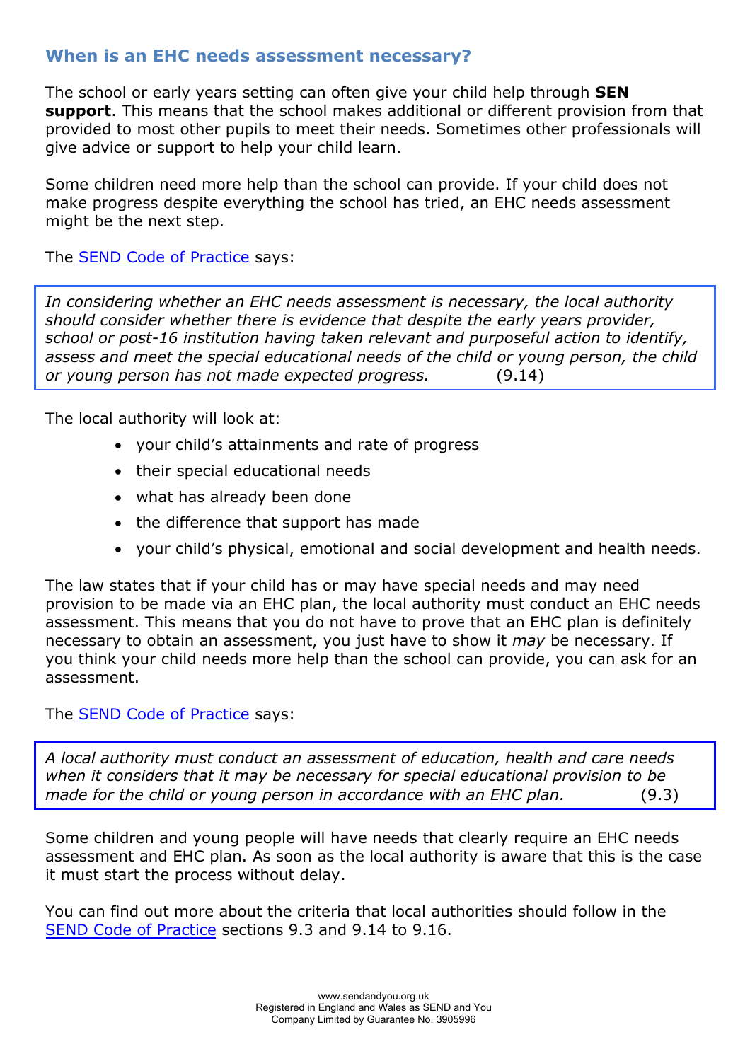## When is an EHC needs assessment necessary?

The school or early years setting can often give your child help through **SEN support**. This means that the school makes additional or different provision from that provided to most other pupils to meet their needs. Sometimes other professionals will give advice or support to help your child learn.

Some children need more help than the school can provide. If your child does not make progress despite everything the school has tried, an EHC needs assessment might be the next step.

The [SEND Code of Practice]() says:

> *In considering whether an EHC needs assessment is necessary, the local authority should consider whether there is evidence that despite the early years provider, school or post-16 institution having taken relevant and purposeful action to identify, assess and meet the special educational needs of the child or young person, the child or young person has not made expected progress.* (9.14)

The local authority will look at:

- your child's attainments and rate of progress
- their special educational needs
- what has already been done
- the difference that support has made
- your child's physical, emotional and social development and health needs.

The law states that if your child has or may have special needs and may need provision to be made via an EHC plan, the local authority must conduct an EHC needs assessment. This means that you do not have to prove that an EHC plan is definitely necessary to obtain an assessment, you just have to show it *may* be necessary. If you think your child needs more help than the school can provide, you can ask for an assessment.

The [SEND Code of Practice]() says:

> *A local authority must conduct an assessment of education, health and care needs when it considers that it may be necessary for special educational provision to be made for the child or young person in accordance with an EHC plan.* (9.3)

Some children and young people will have needs that clearly require an EHC needs assessment and EHC plan. As soon as the local authority is aware that this is the case it must start the process without delay.

You can find out more about the criteria that local authorities should follow in the [SEND Code of Practice]() sections 9.3 and 9.14 to 9.16.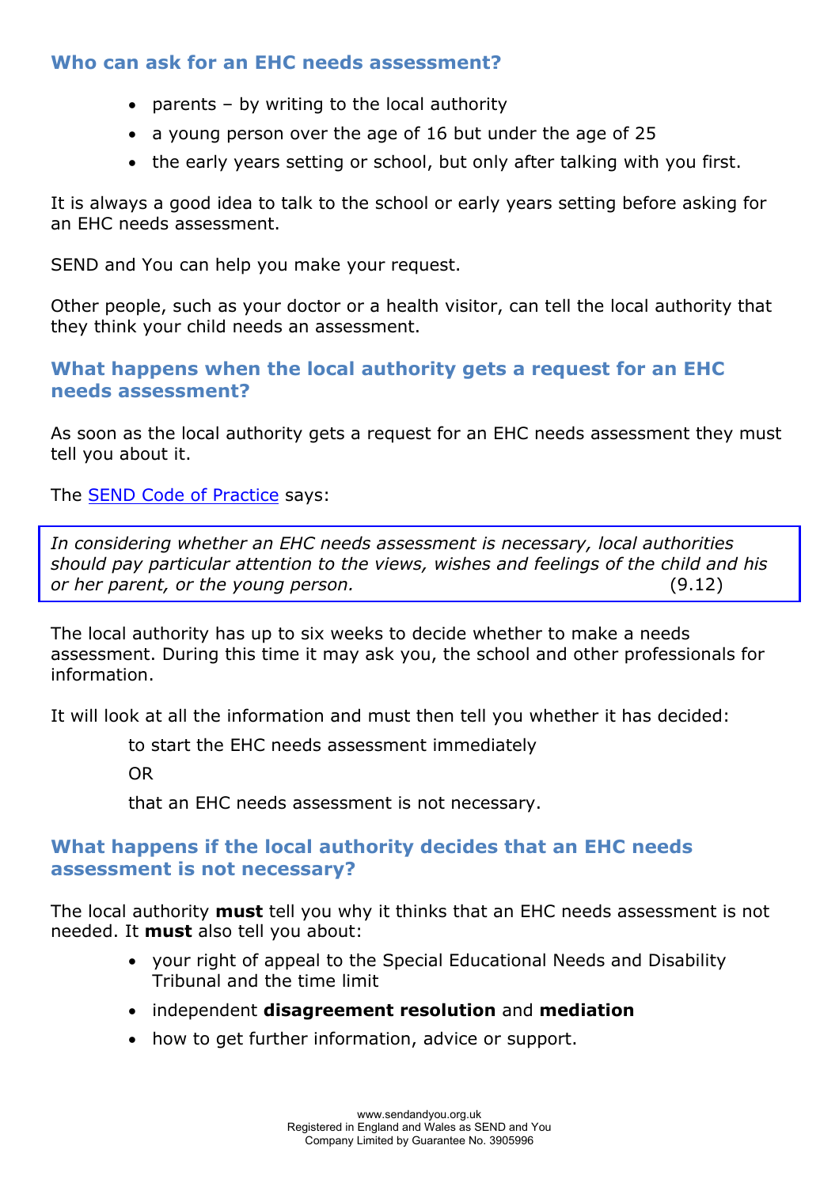## Who can ask for an EHC needs assessment?

- parents – by writing to the local authority
- a young person over the age of 16 but under the age of 25
- the early years setting or school, but only after talking with you first.

It is always a good idea to talk to the school or early years setting before asking for an EHC needs assessment.

SEND and You can help you make your request.

Other people, such as your doctor or a health visitor, can tell the local authority that they think your child needs an assessment.

## What happens when the local authority gets a request for an EHC needs assessment?

As soon as the local authority gets a request for an EHC needs assessment they must tell you about it.

The SEND Code of Practice says:

> *In considering whether an EHC needs assessment is necessary, local authorities should pay particular attention to the views, wishes and feelings of the child and his or her parent, or the young person.* (9.12)

The local authority has up to six weeks to decide whether to make a needs assessment. During this time it may ask you, the school and other professionals for information.

It will look at all the information and must then tell you whether it has decided:

to start the EHC needs assessment immediately

OR

that an EHC needs assessment is not necessary.

## What happens if the local authority decides that an EHC needs assessment is not necessary?

The local authority **must** tell you why it thinks that an EHC needs assessment is not needed. It **must** also tell you about:

- your right of appeal to the Special Educational Needs and Disability Tribunal and the time limit
- independent **disagreement resolution** and **mediation**
- how to get further information, advice or support.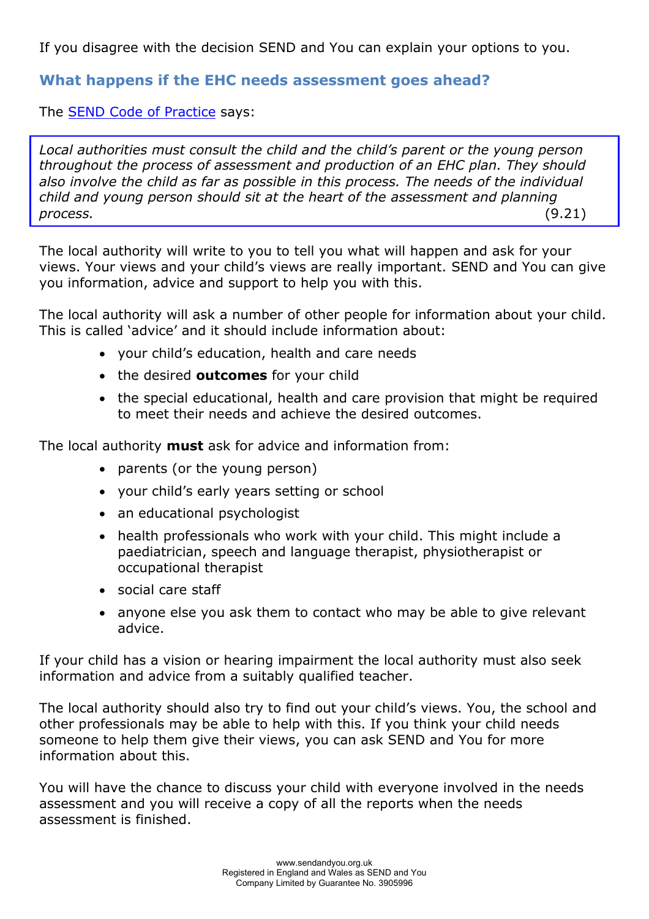If you disagree with the decision SEND and You can explain your options to you.

## What happens if the EHC needs assessment goes ahead?

The [SEND Code of Practice](SEND Code of Practice) says:

> *Local authorities must consult the child and the child's parent or the young person throughout the process of assessment and production of an EHC plan. They should also involve the child as far as possible in this process. The needs of the individual child and young person should sit at the heart of the assessment and planning process.* (9.21)

The local authority will write to you to tell you what will happen and ask for your views. Your views and your child's views are really important. SEND and You can give you information, advice and support to help you with this.

The local authority will ask a number of other people for information about your child. This is called 'advice' and it should include information about:

- your child's education, health and care needs
- the desired **outcomes** for your child
- the special educational, health and care provision that might be required to meet their needs and achieve the desired outcomes.

The local authority **must** ask for advice and information from:

- parents (or the young person)
- your child's early years setting or school
- an educational psychologist
- health professionals who work with your child. This might include a paediatrician, speech and language therapist, physiotherapist or occupational therapist
- social care staff
- anyone else you ask them to contact who may be able to give relevant advice.

If your child has a vision or hearing impairment the local authority must also seek information and advice from a suitably qualified teacher.

The local authority should also try to find out your child's views. You, the school and other professionals may be able to help with this. If you think your child needs someone to help them give their views, you can ask SEND and You for more information about this.

You will have the chance to discuss your child with everyone involved in the needs assessment and you will receive a copy of all the reports when the needs assessment is finished.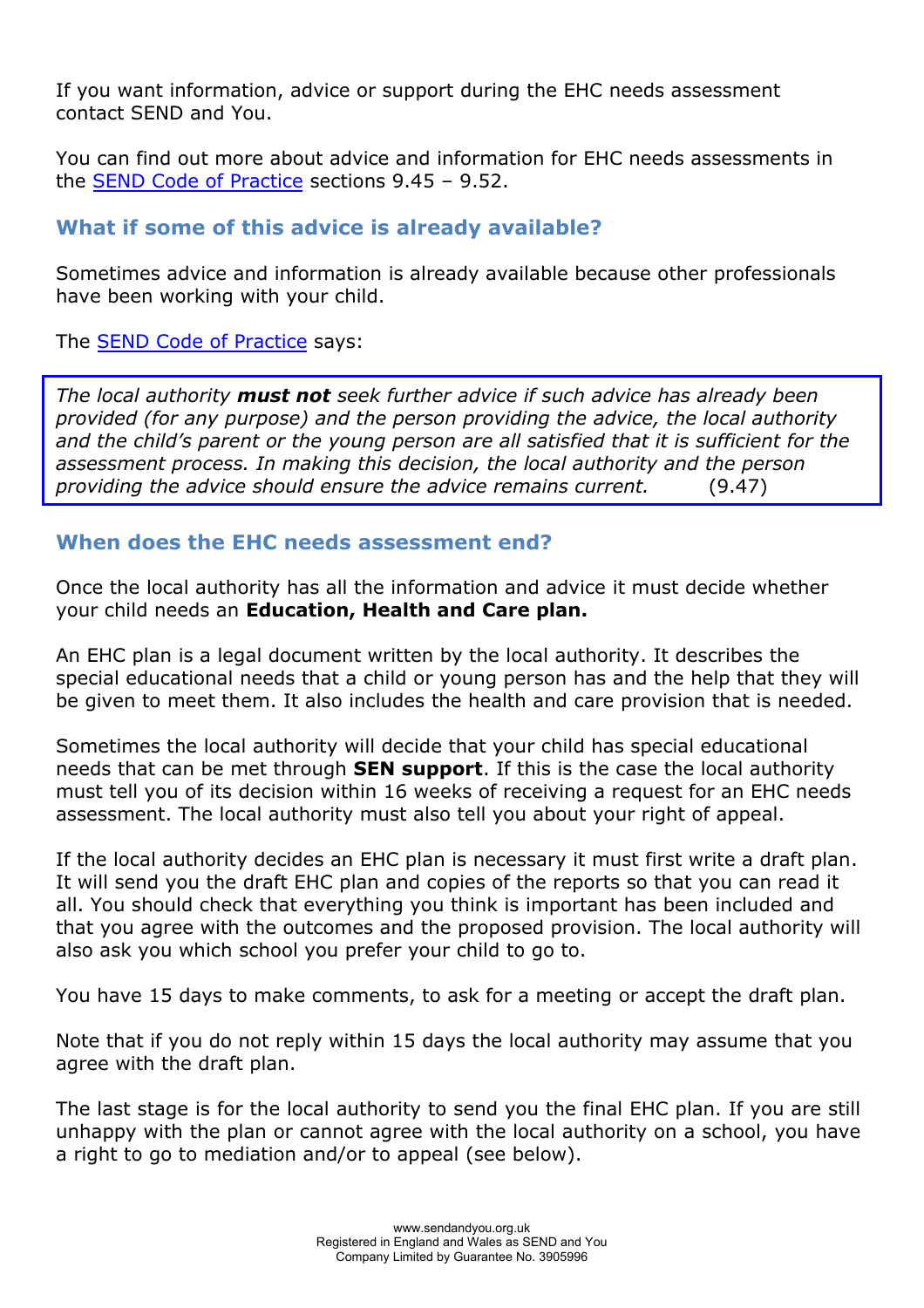If you want information, advice or support during the EHC needs assessment contact SEND and You.

You can find out more about advice and information for EHC needs assessments in the SEND Code of Practice sections 9.45 – 9.52.

### What if some of this advice is already available?

Sometimes advice and information is already available because other professionals have been working with your child.

The SEND Code of Practice says:

> *The local authority **must not** seek further advice if such advice has already been provided (for any purpose) and the person providing the advice, the local authority and the child's parent or the young person are all satisfied that it is sufficient for the assessment process. In making this decision, the local authority and the person providing the advice should ensure the advice remains current.* (9.47)

### When does the EHC needs assessment end?

Once the local authority has all the information and advice it must decide whether your child needs an **Education, Health and Care plan.**

An EHC plan is a legal document written by the local authority. It describes the special educational needs that a child or young person has and the help that they will be given to meet them. It also includes the health and care provision that is needed.

Sometimes the local authority will decide that your child has special educational needs that can be met through **SEN support**. If this is the case the local authority must tell you of its decision within 16 weeks of receiving a request for an EHC needs assessment. The local authority must also tell you about your right of appeal.

If the local authority decides an EHC plan is necessary it must first write a draft plan. It will send you the draft EHC plan and copies of the reports so that you can read it all. You should check that everything you think is important has been included and that you agree with the outcomes and the proposed provision. The local authority will also ask you which school you prefer your child to go to.

You have 15 days to make comments, to ask for a meeting or accept the draft plan.

Note that if you do not reply within 15 days the local authority may assume that you agree with the draft plan.

The last stage is for the local authority to send you the final EHC plan. If you are still unhappy with the plan or cannot agree with the local authority on a school, you have a right to go to mediation and/or to appeal (see below).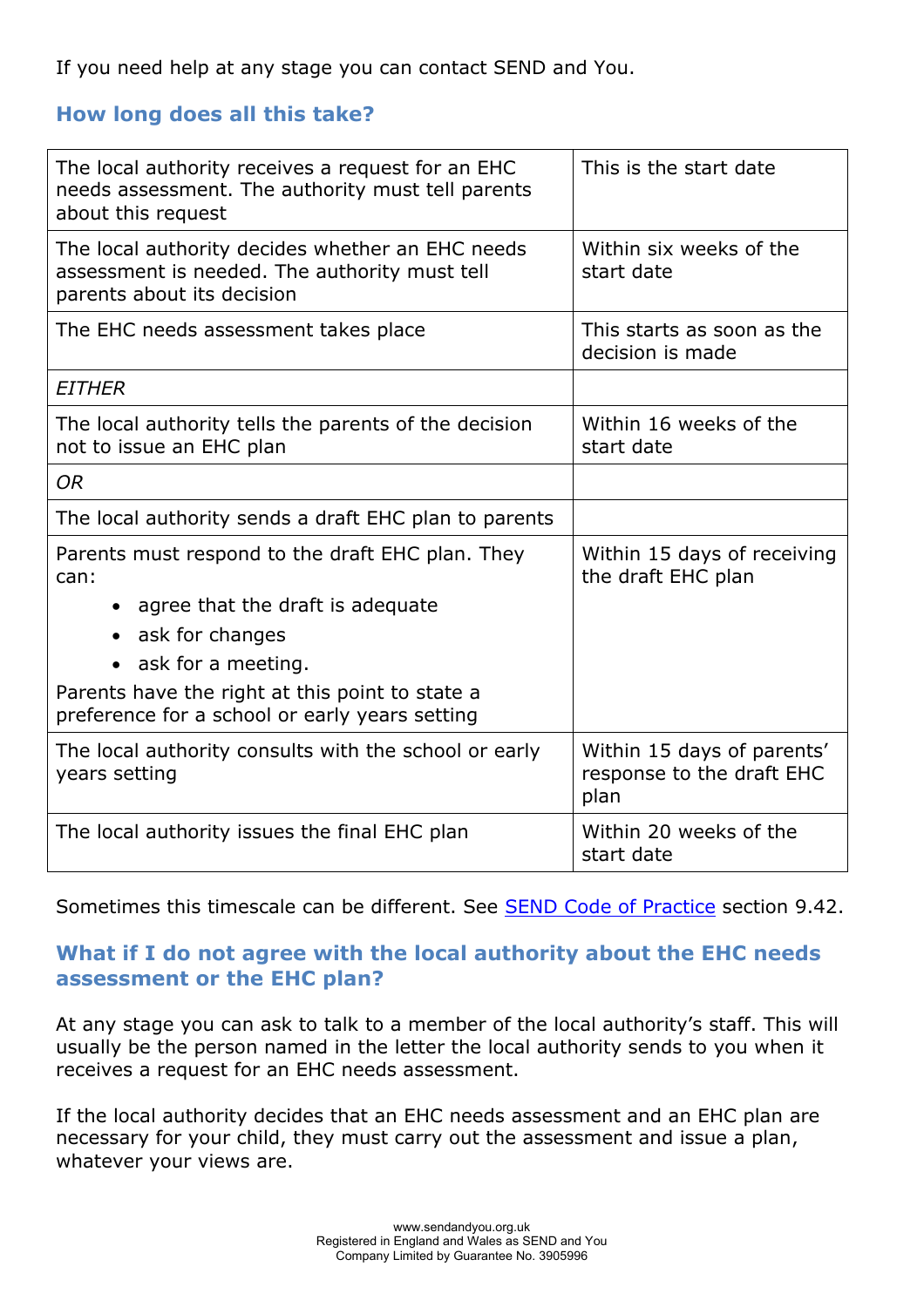If you need help at any stage you can contact SEND and You.

## How long does all this take?

| The local authority receives a request for an EHC needs assessment. The authority must tell parents about this request | This is the start date |
|---|---|
| The local authority decides whether an EHC needs assessment is needed. The authority must tell parents about its decision | Within six weeks of the start date |
| The EHC needs assessment takes place | This starts as soon as the decision is made |
| *EITHER* | |
| The local authority tells the parents of the decision not to issue an EHC plan | Within 16 weeks of the start date |
| *OR* | |
| The local authority sends a draft EHC plan to parents | |
| Parents must respond to the draft EHC plan. They can:<br>• agree that the draft is adequate<br>• ask for changes<br>• ask for a meeting.<br>Parents have the right at this point to state a preference for a school or early years setting | Within 15 days of receiving the draft EHC plan |
| The local authority consults with the school or early years setting | Within 15 days of parents' response to the draft EHC plan |
| The local authority issues the final EHC plan | Within 20 weeks of the start date |

Sometimes this timescale can be different. See SEND Code of Practice section 9.42.

## What if I do not agree with the local authority about the EHC needs assessment or the EHC plan?

At any stage you can ask to talk to a member of the local authority's staff. This will usually be the person named in the letter the local authority sends to you when it receives a request for an EHC needs assessment.

If the local authority decides that an EHC needs assessment and an EHC plan are necessary for your child, they must carry out the assessment and issue a plan, whatever your views are.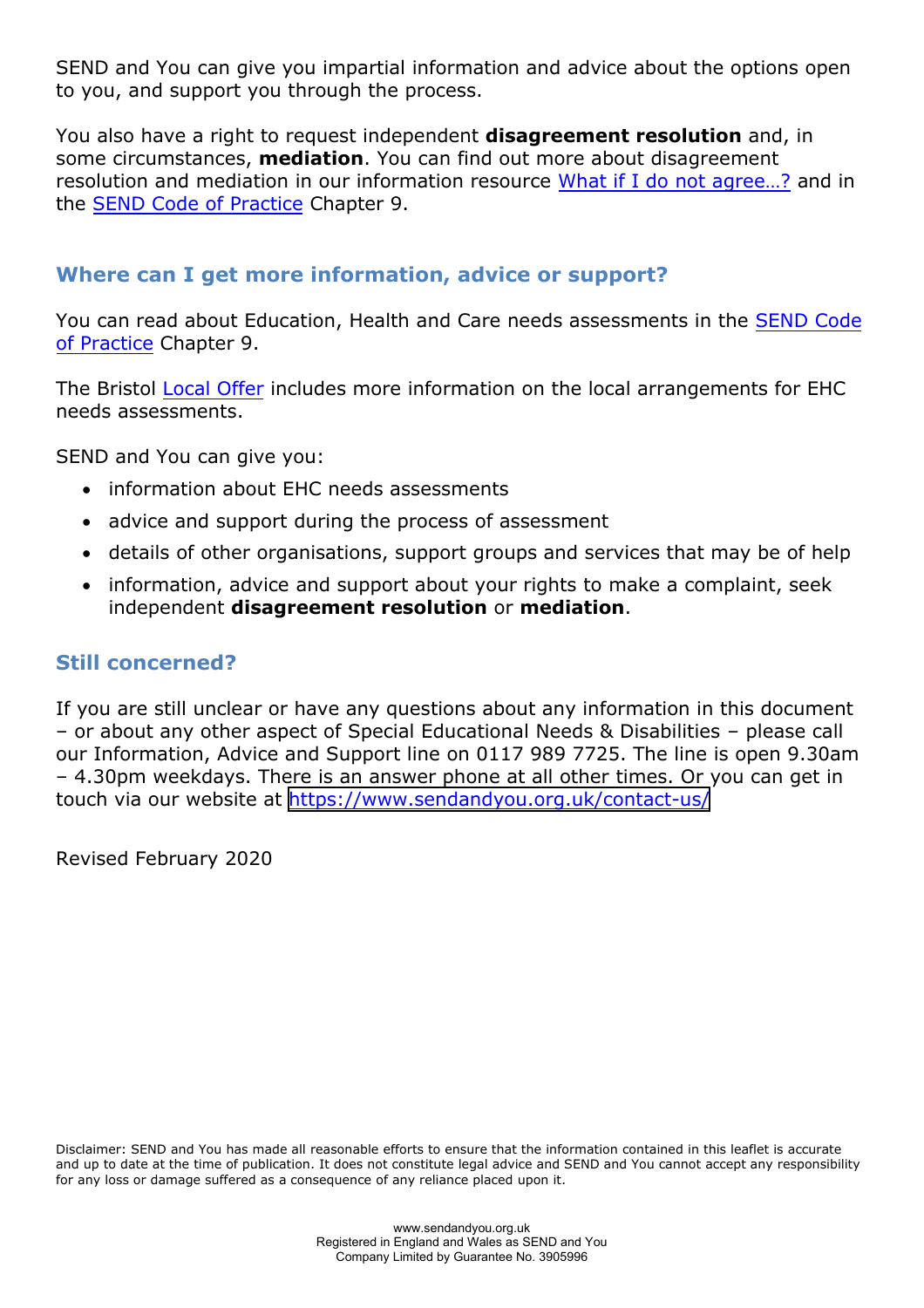SEND and You can give you impartial information and advice about the options open to you, and support you through the process.

You also have a right to request independent **disagreement resolution** and, in some circumstances, **mediation**. You can find out more about disagreement resolution and mediation in our information resource [What if I do not agree…?]() and in the [SEND Code of Practice]() Chapter 9.

## Where can I get more information, advice or support?

You can read about Education, Health and Care needs assessments in the [SEND Code of Practice]() Chapter 9.

The Bristol [Local Offer]() includes more information on the local arrangements for EHC needs assessments.

SEND and You can give you:

- information about EHC needs assessments
- advice and support during the process of assessment
- details of other organisations, support groups and services that may be of help
- information, advice and support about your rights to make a complaint, seek independent **disagreement resolution** or **mediation**.

## Still concerned?

If you are still unclear or have any questions about any information in this document – or about any other aspect of Special Educational Needs & Disabilities – please call our Information, Advice and Support line on 0117 989 7725. The line is open 9.30am – 4.30pm weekdays. There is an answer phone at all other times. Or you can get in touch via our website at https://www.sendandyou.org.uk/contact-us/

Revised February 2020

Disclaimer: SEND and You has made all reasonable efforts to ensure that the information contained in this leaflet is accurate and up to date at the time of publication. It does not constitute legal advice and SEND and You cannot accept any responsibility for any loss or damage suffered as a consequence of any reliance placed upon it.

www.sendandyou.org.uk
Registered in England and Wales as SEND and You
Company Limited by Guarantee No. 3905996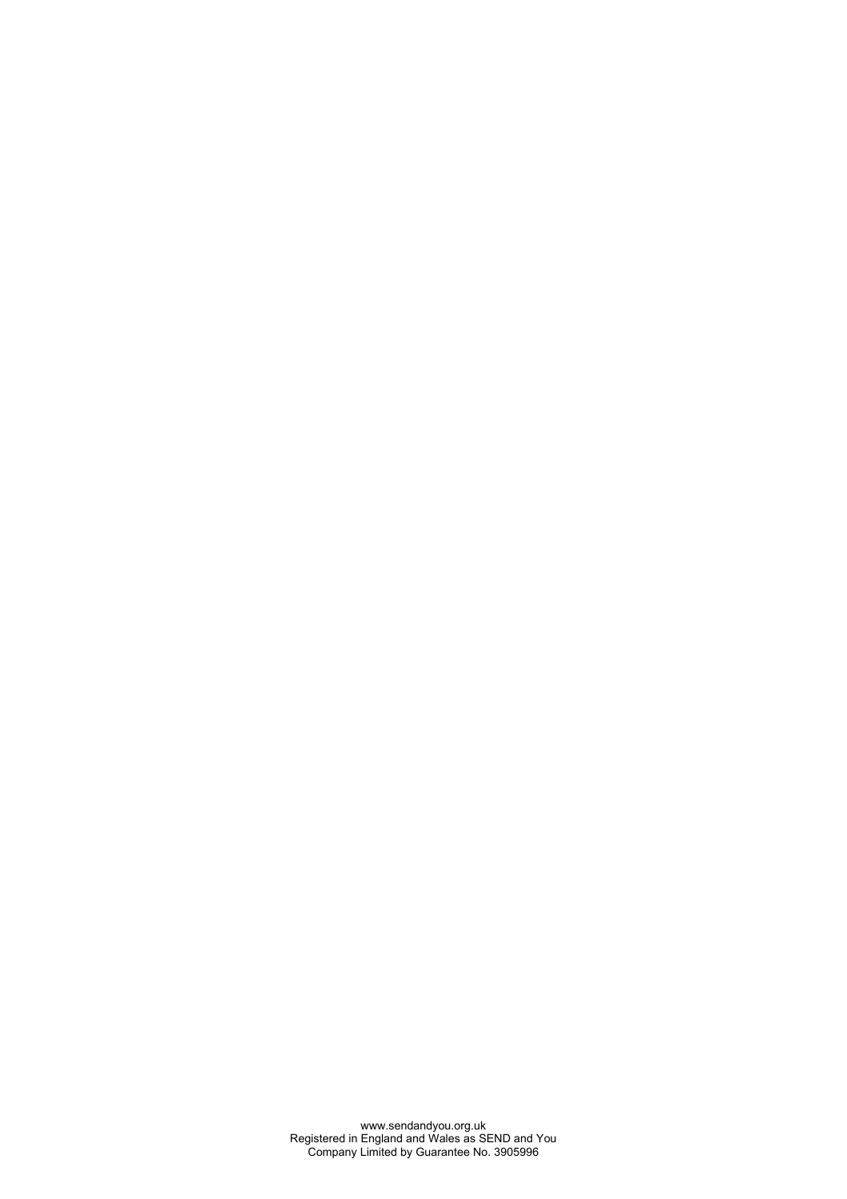www.sendandyou.org.uk
Registered in England and Wales as SEND and You
Company Limited by Guarantee No. 3905996